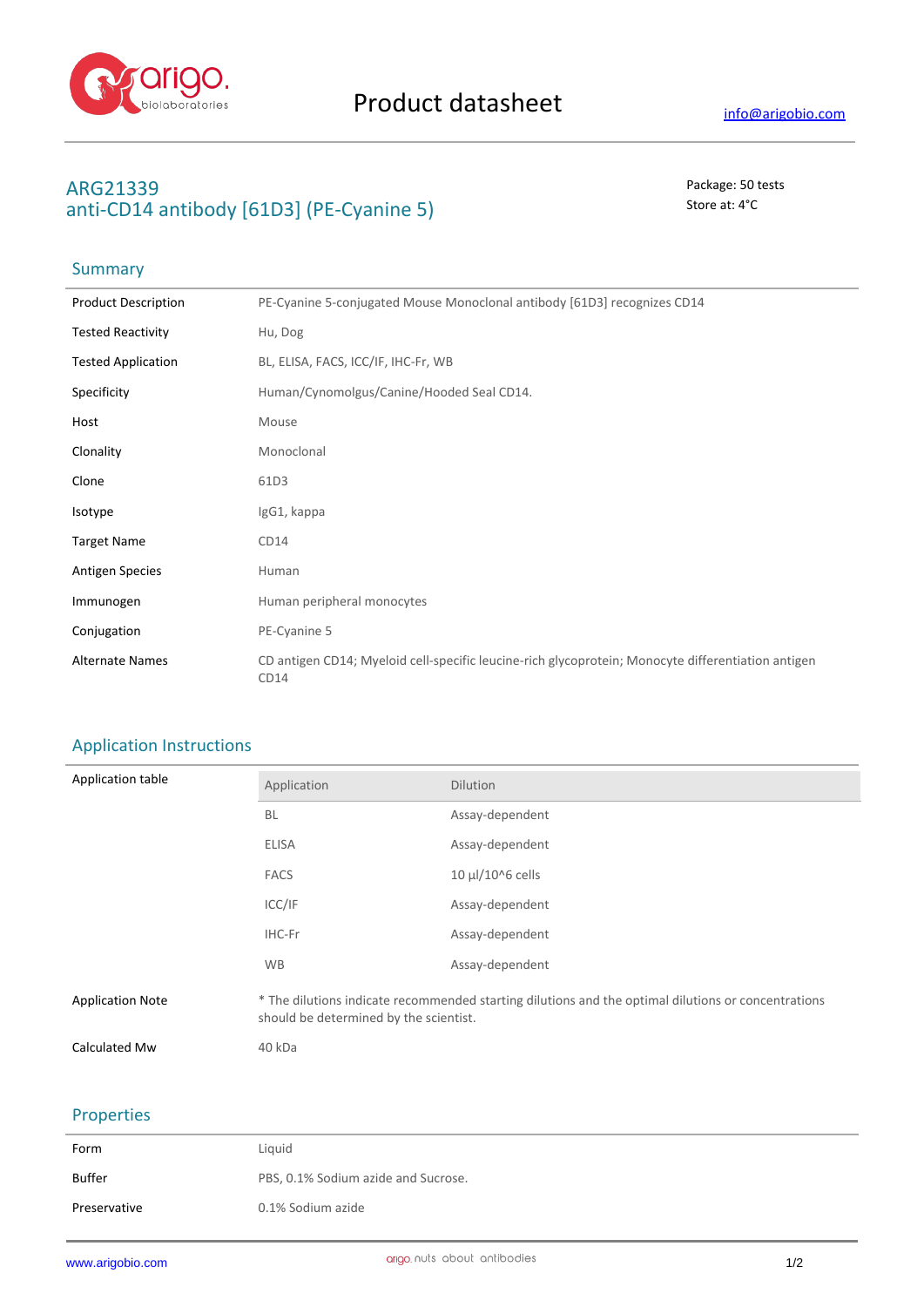# Product datasheet

info@arigobio.com

## ARG21339
## anti-CD14 antibody [61D3] (PE-Cyanine 5)

Package: 50 tests
Store at: 4°C

### Summary

| | |
|---|---|
| Product Description | PE-Cyanine 5-conjugated Mouse Monoclonal antibody [61D3] recognizes CD14 |
| Tested Reactivity | Hu, Dog |
| Tested Application | BL, ELISA, FACS, ICC/IF, IHC-Fr, WB |
| Specificity | Human/Cynomolgus/Canine/Hooded Seal CD14. |
| Host | Mouse |
| Clonality | Monoclonal |
| Clone | 61D3 |
| Isotype | IgG1, kappa |
| Target Name | CD14 |
| Antigen Species | Human |
| Immunogen | Human peripheral monocytes |
| Conjugation | PE-Cyanine 5 |
| Alternate Names | CD antigen CD14; Myeloid cell-specific leucine-rich glycoprotein; Monocyte differentiation antigen CD14 |

### Application Instructions

Application table

| Application | Dilution |
|---|---|
| BL | Assay-dependent |
| ELISA | Assay-dependent |
| FACS | 10 µl/10^6 cells |
| ICC/IF | Assay-dependent |
| IHC-Fr | Assay-dependent |
| WB | Assay-dependent |

| | |
|---|---|
| Application Note | * The dilutions indicate recommended starting dilutions and the optimal dilutions or concentrations should be determined by the scientist. |
| Calculated Mw | 40 kDa |

### Properties

| | |
|---|---|
| Form | Liquid |
| Buffer | PBS, 0.1% Sodium azide and Sucrose. |
| Preservative | 0.1% Sodium azide |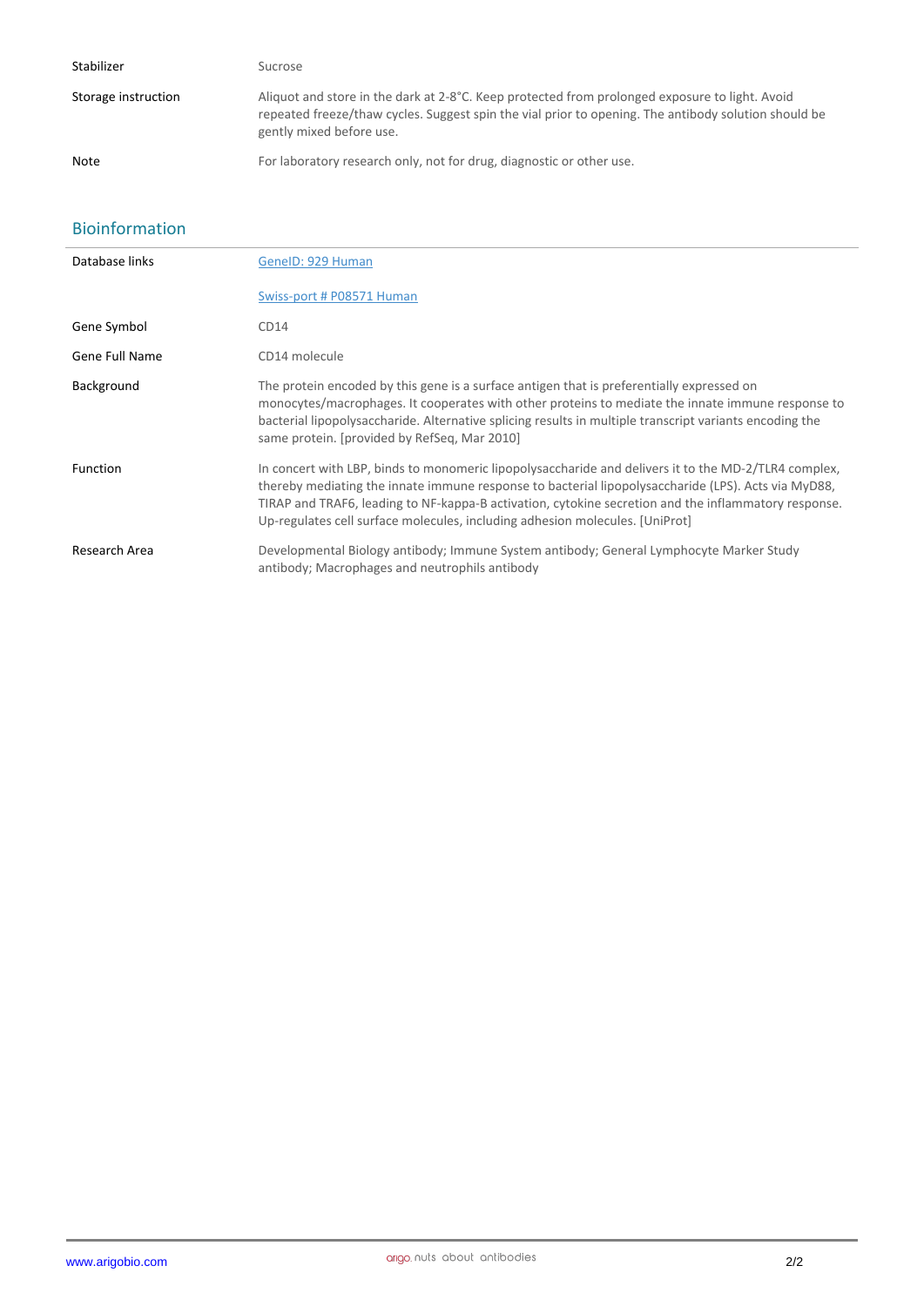| | |
|---|---|
| Stabilizer | Sucrose |
| Storage instruction | Aliquot and store in the dark at 2-8°C. Keep protected from prolonged exposure to light. Avoid repeated freeze/thaw cycles. Suggest spin the vial prior to opening. The antibody solution should be gently mixed before use. |
| Note | For laboratory research only, not for drug, diagnostic or other use. |

## Bioinformation

| | |
|---|---|
| Database links | GeneID: 929 Human<br><br>Swiss-port # P08571 Human |
| Gene Symbol | CD14 |
| Gene Full Name | CD14 molecule |
| Background | The protein encoded by this gene is a surface antigen that is preferentially expressed on monocytes/macrophages. It cooperates with other proteins to mediate the innate immune response to bacterial lipopolysaccharide. Alternative splicing results in multiple transcript variants encoding the same protein. [provided by RefSeq, Mar 2010] |
| Function | In concert with LBP, binds to monomeric lipopolysaccharide and delivers it to the MD-2/TLR4 complex, thereby mediating the innate immune response to bacterial lipopolysaccharide (LPS). Acts via MyD88, TIRAP and TRAF6, leading to NF-kappa-B activation, cytokine secretion and the inflammatory response. Up-regulates cell surface molecules, including adhesion molecules. [UniProt] |
| Research Area | Developmental Biology antibody; Immune System antibody; General Lymphocyte Marker Study antibody; Macrophages and neutrophils antibody |